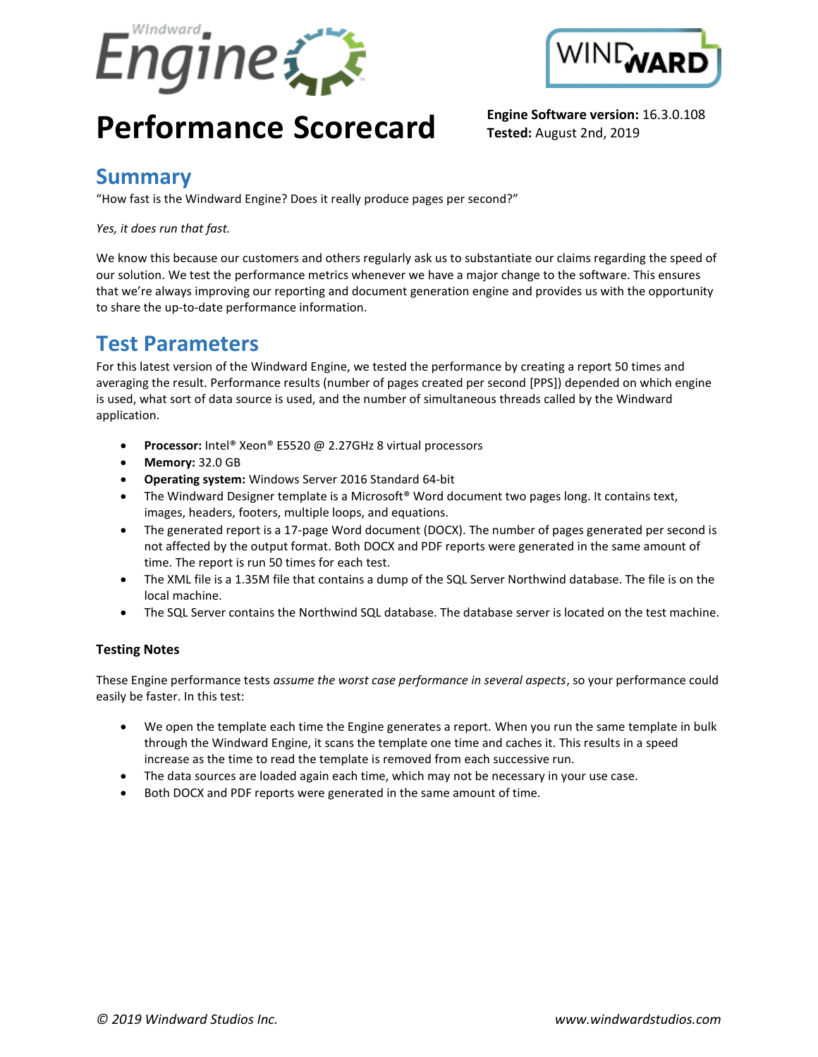# Performance Scorecard

**Engine Software version:** 16.3.0.108
**Tested:** August 2nd, 2019

## Summary

"How fast is the Windward Engine? Does it really produce pages per second?"

*Yes, it does run that fast.*

We know this because our customers and others regularly ask us to substantiate our claims regarding the speed of our solution. We test the performance metrics whenever we have a major change to the software. This ensures that we're always improving our reporting and document generation engine and provides us with the opportunity to share the up-to-date performance information.

## Test Parameters

For this latest version of the Windward Engine, we tested the performance by creating a report 50 times and averaging the result. Performance results (number of pages created per second [PPS]) depended on which engine is used, what sort of data source is used, and the number of simultaneous threads called by the Windward application.

- **Processor:** Intel® Xeon® E5520 @ 2.27GHz 8 virtual processors
- **Memory:** 32.0 GB
- **Operating system:** Windows Server 2016 Standard 64-bit
- The Windward Designer template is a Microsoft® Word document two pages long. It contains text, images, headers, footers, multiple loops, and equations.
- The generated report is a 17-page Word document (DOCX). The number of pages generated per second is not affected by the output format. Both DOCX and PDF reports were generated in the same amount of time. The report is run 50 times for each test.
- The XML file is a 1.35M file that contains a dump of the SQL Server Northwind database. The file is on the local machine.
- The SQL Server contains the Northwind SQL database. The database server is located on the test machine.

### Testing Notes

These Engine performance tests *assume the worst case performance in several aspects*, so your performance could easily be faster. In this test:

- We open the template each time the Engine generates a report. When you run the same template in bulk through the Windward Engine, it scans the template one time and caches it. This results in a speed increase as the time to read the template is removed from each successive run.
- The data sources are loaded again each time, which may not be necessary in your use case.
- Both DOCX and PDF reports were generated in the same amount of time.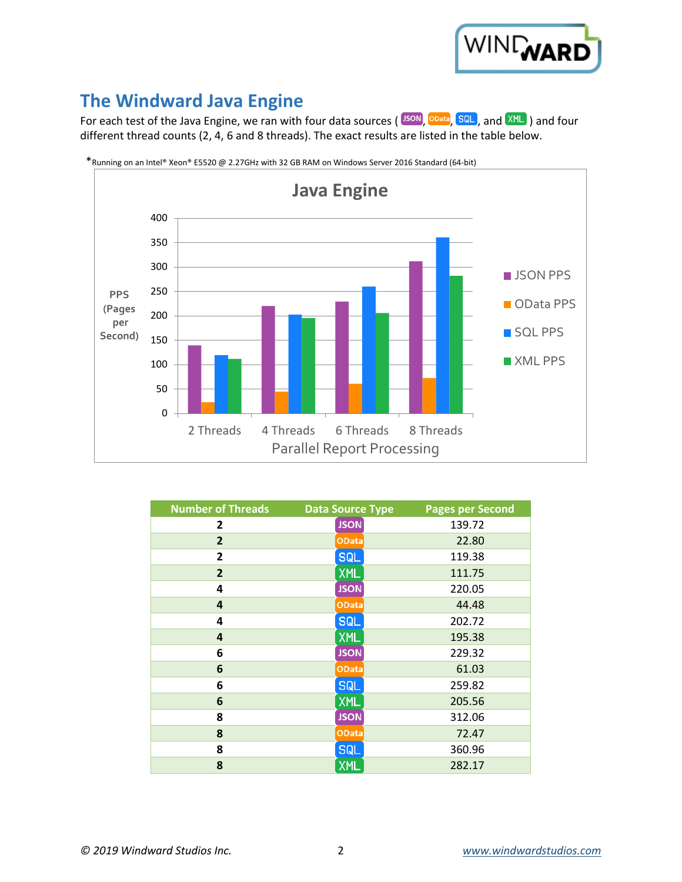## The Windward Java Engine

For each test of the Java Engine, we ran with four data sources ( JSON, OData, SQL, and XML ) and four different thread counts (2, 4, 6 and 8 threads). The exact results are listed in the table below.

*Running on an Intel® Xeon® E5520 @ 2.27GHz with 32 GB RAM on Windows Server 2016 Standard (64-bit)

| Number of Threads | Data Source Type | Pages per Second |
|---|---|---|
| 2 | JSON | 139.72 |
| 2 | OData | 22.80 |
| 2 | SQL | 119.38 |
| 2 | XML | 111.75 |
| 4 | JSON | 220.05 |
| 4 | OData | 44.48 |
| 4 | SQL | 202.72 |
| 4 | XML | 195.38 |
| 6 | JSON | 229.32 |
| 6 | OData | 61.03 |
| 6 | SQL | 259.82 |
| 6 | XML | 205.56 |
| 8 | JSON | 312.06 |
| 8 | OData | 72.47 |
| 8 | SQL | 360.96 |
| 8 | XML | 282.17 |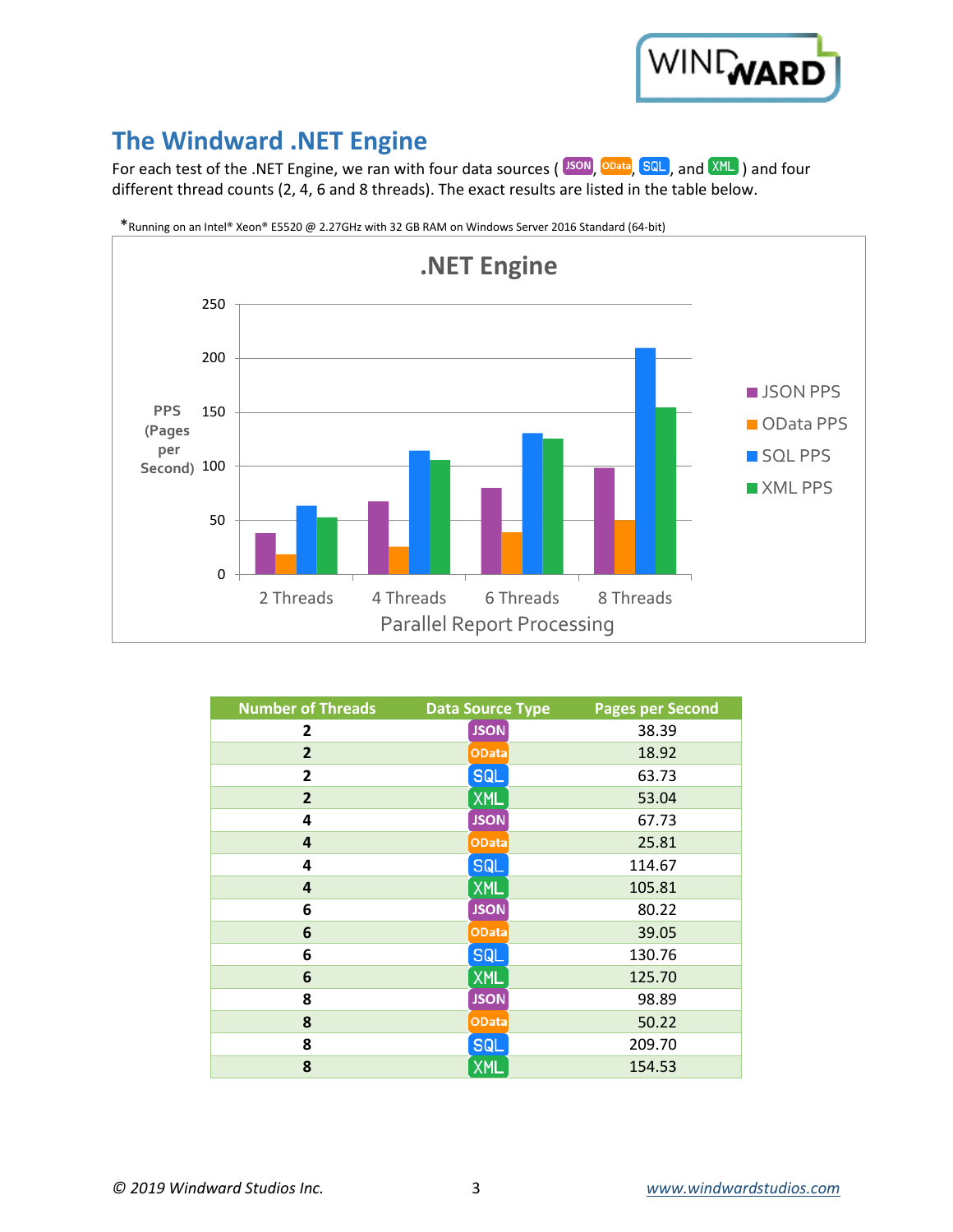## The Windward .NET Engine

For each test of the .NET Engine, we ran with four data sources ( JSON, OData, SQL, and XML ) and four different thread counts (2, 4, 6 and 8 threads). The exact results are listed in the table below.

*Running on an Intel® Xeon® E5520 @ 2.27GHz with 32 GB RAM on Windows Server 2016 Standard (64-bit)

**.NET Engine**

| Number of Threads | Data Source Type | Pages per Second |
|---|---|---|
| **2** | JSON | 38.39 |
| **2** | OData | 18.92 |
| **2** | SQL | 63.73 |
| **2** | XML | 53.04 |
| **4** | JSON | 67.73 |
| **4** | OData | 25.81 |
| **4** | SQL | 114.67 |
| **4** | XML | 105.81 |
| **6** | JSON | 80.22 |
| **6** | OData | 39.05 |
| **6** | SQL | 130.76 |
| **6** | XML | 125.70 |
| **8** | JSON | 98.89 |
| **8** | OData | 50.22 |
| **8** | SQL | 209.70 |
| **8** | XML | 154.53 |

*© 2019 Windward Studios Inc.*

www.windwardstudios.com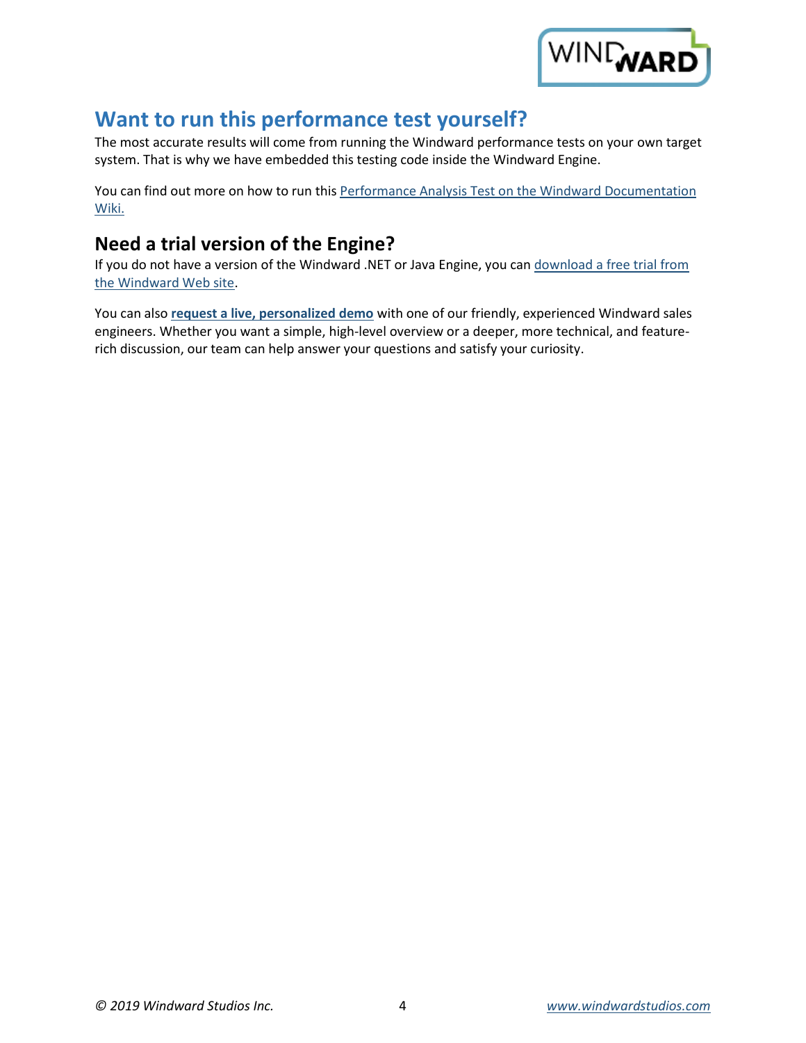## Want to run this performance test yourself?

The most accurate results will come from running the Windward performance tests on your own target system. That is why we have embedded this testing code inside the Windward Engine.

You can find out more on how to run this Performance Analysis Test on the Windward Documentation Wiki.

### Need a trial version of the Engine?

If you do not have a version of the Windward .NET or Java Engine, you can download a free trial from the Windward Web site.

You can also **request a live, personalized demo** with one of our friendly, experienced Windward sales engineers. Whether you want a simple, high-level overview or a deeper, more technical, and feature-rich discussion, our team can help answer your questions and satisfy your curiosity.